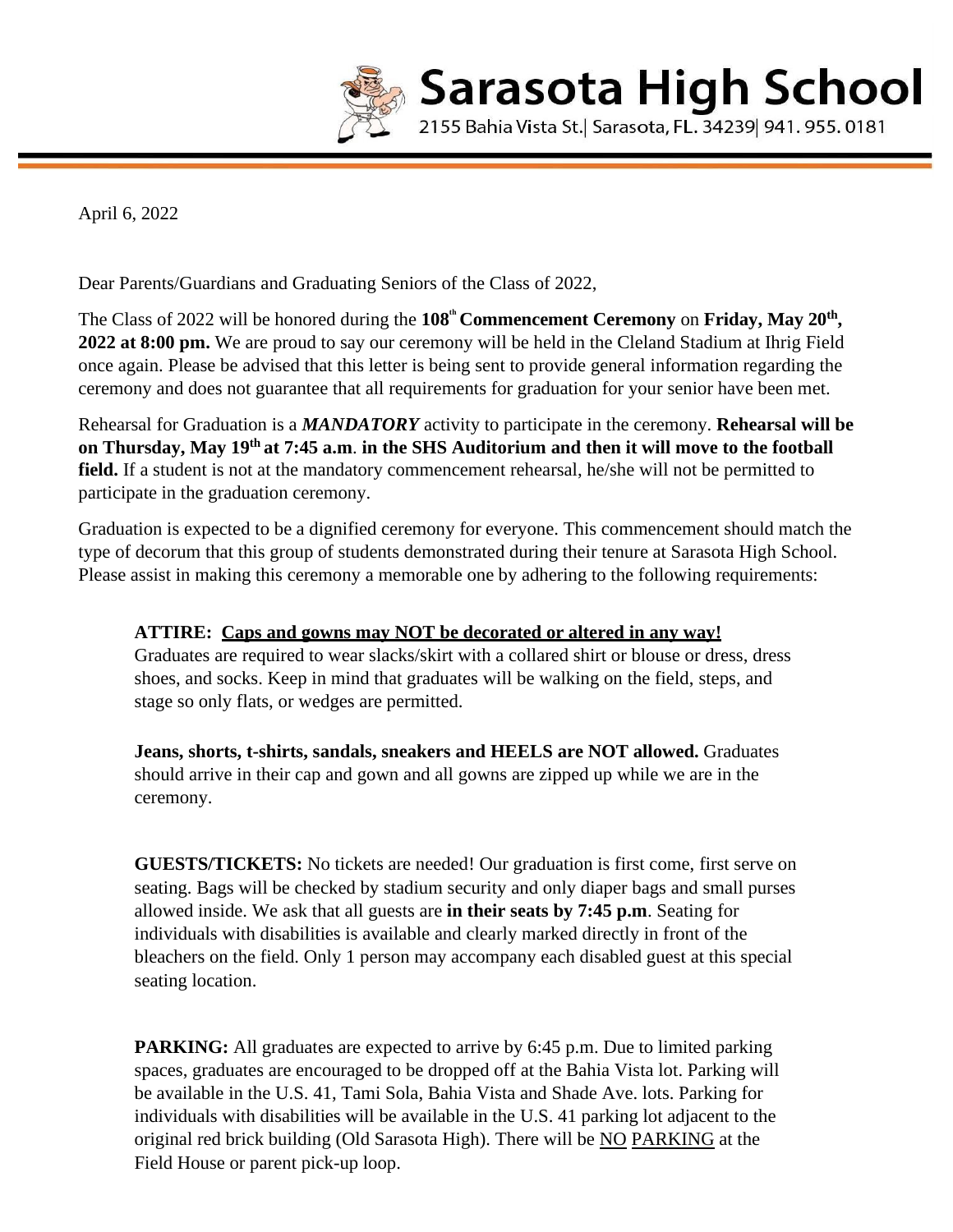# Sarasota High School

2155 Bahia Vista St.| Sarasota, FL. 34239| 941. 955. 0181

April 6, 2022

Dear Parents/Guardians and Graduating Seniors of the Class of 2022,

The Class of 2022 will be honored during the **108th Commencement Ceremony** on **Friday, May 20th, 2022 at 8:00 pm.** We are proud to say our ceremony will be held in the Cleland Stadium at Ihrig Field once again. Please be advised that this letter is being sent to provide general information regarding the ceremony and does not guarantee that all requirements for graduation for your senior have been met.

Rehearsal for Graduation is a ***MANDATORY*** activity to participate in the ceremony. **Rehearsal will be on Thursday, May 19th at 7:45 a.m. in the SHS Auditorium and then it will move to the football field.** If a student is not at the mandatory commencement rehearsal, he/she will not be permitted to participate in the graduation ceremony.

Graduation is expected to be a dignified ceremony for everyone. This commencement should match the type of decorum that this group of students demonstrated during their tenure at Sarasota High School. Please assist in making this ceremony a memorable one by adhering to the following requirements:

**ATTIRE: <u>Caps and gowns may NOT be decorated or altered in any way!</u>**
Graduates are required to wear slacks/skirt with a collared shirt or blouse or dress, dress shoes, and socks. Keep in mind that graduates will be walking on the field, steps, and stage so only flats, or wedges are permitted.

**Jeans, shorts, t-shirts, sandals, sneakers and HEELS are NOT allowed.** Graduates should arrive in their cap and gown and all gowns are zipped up while we are in the ceremony.

**GUESTS/TICKETS:** No tickets are needed! Our graduation is first come, first serve on seating. Bags will be checked by stadium security and only diaper bags and small purses allowed inside. We ask that all guests are **in their seats by 7:45 p.m**. Seating for individuals with disabilities is available and clearly marked directly in front of the bleachers on the field. Only 1 person may accompany each disabled guest at this special seating location.

**PARKING:** All graduates are expected to arrive by 6:45 p.m. Due to limited parking spaces, graduates are encouraged to be dropped off at the Bahia Vista lot. Parking will be available in the U.S. 41, Tami Sola, Bahia Vista and Shade Ave. lots. Parking for individuals with disabilities will be available in the U.S. 41 parking lot adjacent to the original red brick building (Old Sarasota High). There will be <u>NO PARKING</u> at the Field House or parent pick-up loop.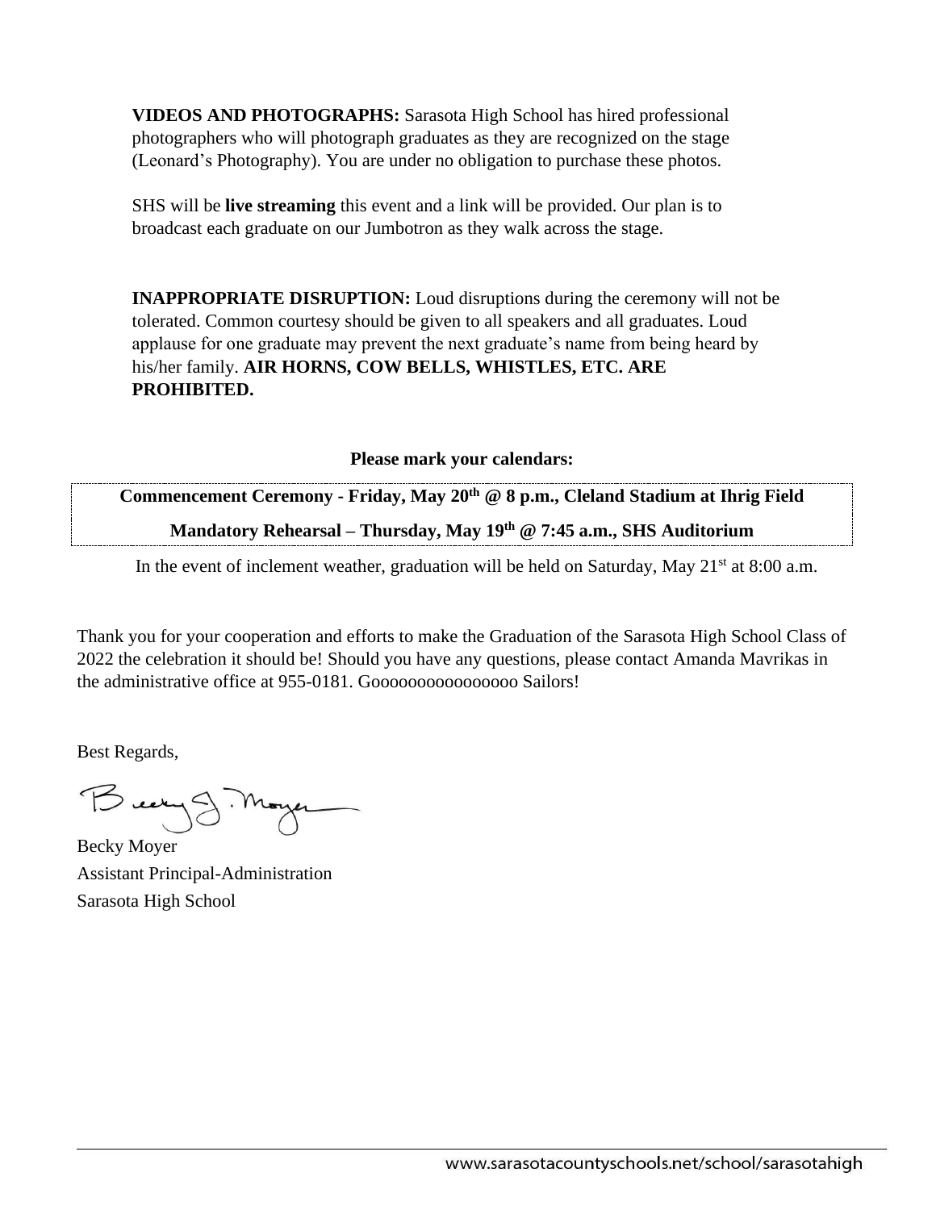**VIDEOS AND PHOTOGRAPHS:** Sarasota High School has hired professional photographers who will photograph graduates as they are recognized on the stage (Leonard's Photography). You are under no obligation to purchase these photos.

SHS will be **live streaming** this event and a link will be provided. Our plan is to broadcast each graduate on our Jumbotron as they walk across the stage.

**INAPPROPRIATE DISRUPTION:** Loud disruptions during the ceremony will not be tolerated. Common courtesy should be given to all speakers and all graduates. Loud applause for one graduate may prevent the next graduate's name from being heard by his/her family. **AIR HORNS, COW BELLS, WHISTLES, ETC. ARE PROHIBITED.**

**Please mark your calendars:**

**Commencement Ceremony - Friday, May 20th @ 8 p.m., Cleland Stadium at Ihrig Field**

**Mandatory Rehearsal – Thursday, May 19th @ 7:45 a.m., SHS Auditorium**

In the event of inclement weather, graduation will be held on Saturday, May 21st at 8:00 a.m.

Thank you for your cooperation and efforts to make the Graduation of the Sarasota High School Class of 2022 the celebration it should be! Should you have any questions, please contact Amanda Mavrikas in the administrative office at 955-0181. Gooooooooooooooo Sailors!

Best Regards,

Becky J. Moyer

Becky Moyer
Assistant Principal-Administration
Sarasota High School